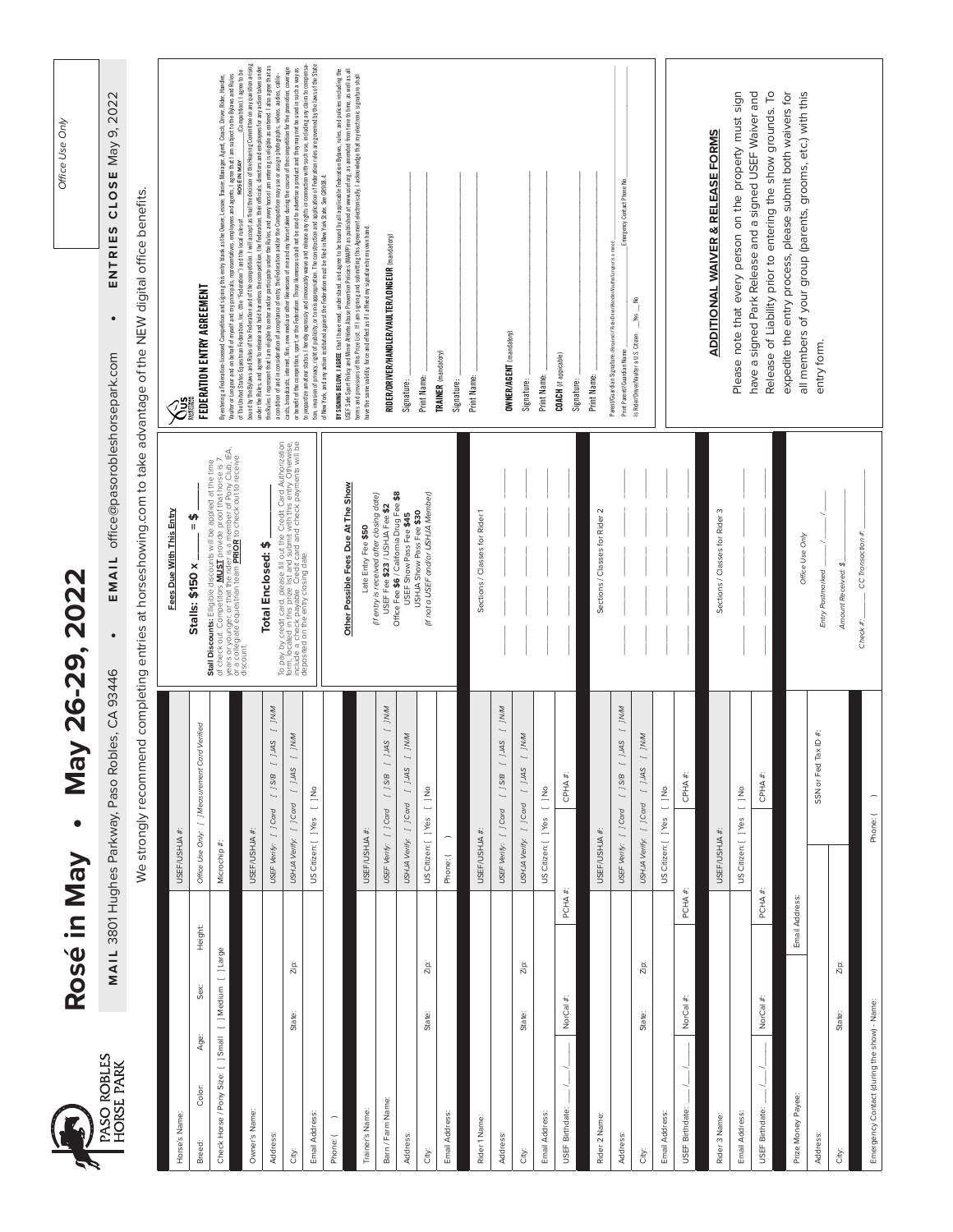Office Use Only

PASO ROBLES HORSE PARK

# Rosé in May • May 26-29, 2022

**MAIL** 3801 Hughes Parkway, Paso Robles, CA 93446 • **EMAIL** office@pasoroblesshorsepark.com • **ENTRIES CLOSE** May 9, 2022

We strongly recommend completing entries at horseshowing.com to take advantage of the NEW digital office benefits.

| | |
|---|---|
| Horse's Name: | USEF/USHJA #: |
| Breed: Color: Age: Sex: Height: | *Office Use Only: [ ] Measurement Card Verified* |
| Check Horse / Pony Size: [ ] Small [ ] Medium [ ] Large | Microchip #: |
| Owner's Name: | USEF/USHJA #: |
| Address: | *USEF Verify: [ ] Card [ ] S/B [ ] JAS [ ] N/M* |
| City: State: Zip: | *USHJA Verify: [ ] Card [ ] JAS [ ] N/M* |
| Email Address: | US Citizen: [ ] Yes [ ] No |
| Phone: ( ) | |
| Trainer's Name: | USEF/USHJA #: |
| Barn / Farm Name: | *USEF Verify: [ ] Card [ ] S/B [ ] JAS [ ] N/M* |
| Address: | *USHJA Verify: [ ] Card [ ] JAS [ ] N/M* |
| City: State: Zip: | US Citizen: [ ] Yes [ ] No |
| Email Address: | Phone: ( ) |
| Rider 1 Name: | USEF/USHJA #: |
| Address: | *USEF Verify: [ ] Card [ ] S/B [ ] JAS [ ] N/M* |
| City: State: Zip: | *USHJA Verify: [ ] Card [ ] JAS [ ] N/M* |
| Email Address: | US Citizen: [ ] Yes [ ] No |
| USEF Birthdate: \_\_/\_\_/\_\_ NorCal #: PCHA #: | CPHA #: |
| Rider 2 Name: | USEF/USHJA #: |
| Address: | *USEF Verify: [ ] Card [ ] S/B [ ] JAS [ ] N/M* |
| City: State: Zip: | *USHJA Verify: [ ] Card [ ] JAS [ ] N/M* |
| Email Address: | US Citizen: [ ] Yes [ ] No |
| USEF Birthdate: \_\_/\_\_/\_\_ NorCal #: PCHA #: | CPHA #: |
| Rider 3 Name: | USEF/USHJA #: |
| Email Address: | US Citizen: [ ] Yes [ ] No |
| USEF Birthdate: \_\_/\_\_/\_\_ NorCal #: PCHA #: | CPHA #: |
| Prize Money Payee: Email Address: | |
| Address: | SSN or Fed Tax ID #: |
| City: State: Zip: | |
| Emergency Contact (during the show) - Name: | Phone: ( ) |

**Fees Due With This Entry**

**Stalls: $150 x \_\_\_\_ = $ \_\_\_\_**

**Stall Discounts:** Eligible discounts will be applied at the time of check out. Competitors **MUST** provide proof that horse is 7 years or younger, or that the rider is a member of Pony Club, IEA, or a collegiate equestrian team **PRIOR** to check out to receive discount.

**Total Enclosed: $ \_\_\_\_\_\_\_\_**

To pay by credit card, please fill out the Credit Card Authorization form, located in the prize list and submit with this entry. Otherwise, include a check payable. Credit card and check payments will be deposited on the entry closing date.

**Other Possible Fees Due At The Show**

Late Entry Fee **$50**
*(If entry is received after closing date)*
USEF Fee **$23** / USHJA Fee **$2**
Office Fee **$6** / California Drug Fee **$8**
USEF Show Pass Fee **$45**
USHJA Show Pass Fee **$30**
*(If not a USEF and/or USHJA Member)*

Sections / Classes for Rider 1

Sections / Classes for Rider 2

Sections / Classes for Rider 3

*Office Use Only*

*Entry Postmarked* \_\_\_/\_\_\_/\_\_\_
*Amount Received: $* \_\_\_\_
*Check #:* \_\_\_\_ *CC Transaction #:* \_\_\_\_

## FEDERATION ENTRY AGREEMENT

By entering a Federation-licensed Competition and signing this entry blank as the Owner, Lessee, Trainer, Manager, Agent, Coach, Driver, Rider, Handler, Vaulter or Longeur and on behalf of myself and my principals, representatives, employees and agents, I agree that I am subject to the Bylaws and Rules of The United States Equestrian Federation, Inc. (the "Federation") and the local rules of \_\_\_\_ (Competition). I agree to be bound by the Bylaws and Rules of the Federation and of the competition. I will accept as final the decision of the Hearing Committee on any question arising under the Rules, and agree to release and hold harmless the competition, the Federation, their officials, directors and employees for any action taken under the Rules. I represent that I am eligible to enter and/or participate under the Rules, and every horse I am entering is eligible as entered. I also agree that as a condition of and in consideration of acceptance of entry, the Federation and/or the Competition may use or assign photographs, videos, audios, cablecasts, broadcasts, internet, film, new media or other likenesses of me and my horse taken during the course of the competition for the promotion, coverage or benefit of the competition, sport, or the Federation. Those likenesses shall not be used to advertise a product and they may not be used in such a way as to jeopardize amateur status. I hereby expressly and irrevocably waive and release any rights in connection with such use, including any claim to compensation, invasion of privacy, right of publicity, or to misappropriation. The construction and application of Federation rules are governed by the laws of the State of New York, and any action instituted against the Federation must be filed in New York State. See GR908.4.

**BY SIGNING BELOW, I AGREE** that I have read, understand, and agree to be bound by all applicable Federation Bylaws, rules, and policies including the USEF Safe Sport Policy and Minor Athlete Abuse Prevention Policies (MAAPP) as published at www.usef.org, as amended from time to time, as well as all terms and provisions of this Prize List. If I am signing and submitting this Agreement electronically, I acknowledge that my electronic signature shall have the same validity, force and effect as if I affixed my signature by my own hand.

**RIDER/DRIVER/HANDLER/VAULTER/LONGEUR** (mandatory)
Signature: \_\_\_\_
Print Name: \_\_\_\_

**TRAINER** (mandatory)
Signature: \_\_\_\_
Print Name: \_\_\_\_

**OWNER/AGENT** (mandatory)
Signature: \_\_\_\_
Print Name: \_\_\_\_

**COACH** (if applicable)
Signature: \_\_\_\_
Print Name: \_\_\_\_

Parent/Guardian Signature: (Required if Rider/Driver/Handler/Vaulter/Longeur is a minor) \_\_\_\_
Print Parent/Guardian Name: \_\_\_\_ Emergency Contact Phone No. \_\_\_\_
Is Rider/Driver/Vaulter a U.S. Citizen: \_\_ Yes \_\_ No

## ADDITIONAL WAIVER & RELEASE FORMS

Please note that every person on the property must sign have a signed Park Release and a signed USEF Waiver and Release of Liability prior to entering the show grounds. To expedite the entry process, please submit both waivers for all members of your group (parents, grooms, etc.) with this entry form.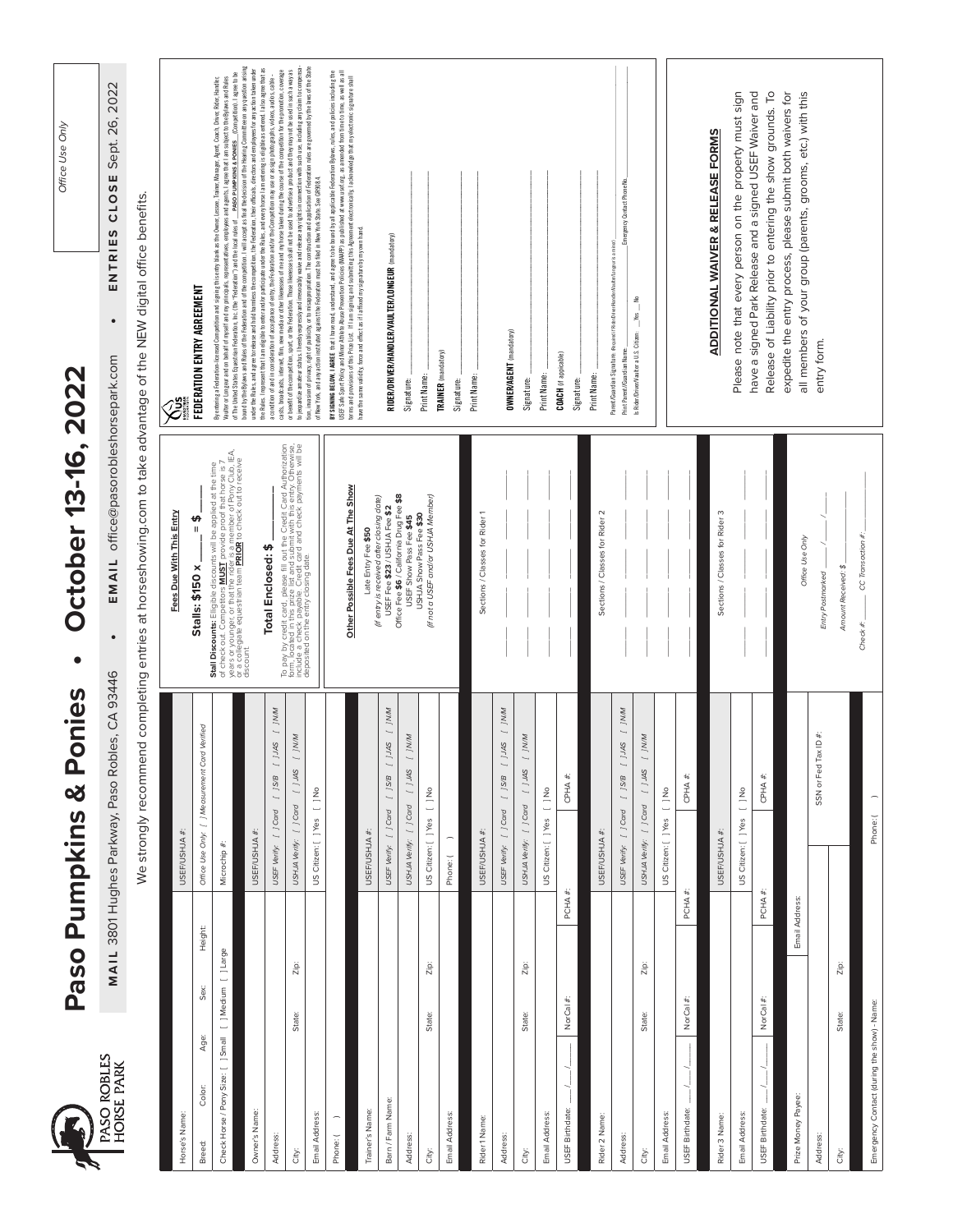Office Use Only

PASO ROBLES HORSE PARK

# Paso Pumpkins & Ponies • October 13-16, 2022

**MAIL** 3801 Hughes Parkway, Paso Robles, CA 93446 • **EMAIL** office@pasoroblesshorsepark.com • **ENTRIES CLOSE** Sept. 26, 2022

We strongly recommend completing entries at horseshowing.com to take advantage of the NEW digital office benefits.

Horse's Name: | USEF/USHJA #:

Breed: Color: Age: Sex: Height: | *Office Use Only:* [ ] Measurement Card Verified

Check Horse / Pony Size: [ ] Small [ ] Medium [ ] Large | Microchip #:

Owner's Name: | USEF/USHJA #:

Address: | USEF Verify: [ ] Card [ ] S/B [ ] JAS [ ] N/M

City: State: Zip: | USHJA Verify: [ ] Card [ ] JAS [ ] N/M

Email Address: | US Citizen: [ ] Yes [ ] No

Phone: ( )

Trainer's Name: | USEF/USHJA #:

Barn / Farm Name: | USEF Verify: [ ] Card [ ] S/B [ ] JAS [ ] N/M

Address: | USHJA Verify: [ ] Card [ ] JAS [ ] N/M

City: State: Zip: | US Citizen: [ ] Yes [ ] No

Email Address: | Phone: ( )

Rider 1 Name: | USEF/USHJA #:

Address: | USEF Verify: [ ] Card [ ] S/B [ ] JAS [ ] N/M

City: State: Zip: | USHJA Verify: [ ] Card [ ] JAS [ ] N/M

Email Address: | US Citizen: [ ] Yes [ ] No

USEF Birthdate: ___/___/___ NorCal #: PCHA #: CPHA #:

Rider 2 Name: | USEF/USHJA #:

Address: | USEF Verify: [ ] Card [ ] S/B [ ] JAS [ ] N/M

City: State: Zip: | USHJA Verify: [ ] Card [ ] JAS [ ] N/M

Email Address: | US Citizen: [ ] Yes [ ] No

USEF Birthdate: ___/___/___ NorCal #: PCHA #: CPHA #:

Rider 3 Name: | USEF/USHJA #:

Email Address: | US Citizen: [ ] Yes [ ] No

USEF Birthdate: ___/___/___ NorCal #: PCHA #: CPHA #:

Prize Money Payee: Email Address:

Address: SSN or Fed Tax ID #:

City: State: Zip:

Emergency Contact (during the show) - Name: Phone: ( )

**Fees Due With This Entry**

**Stalls: $150 x ____ = $____**

**Stall Discounts:** Eligible discounts will be applied at the time of check out. Competitors **MUST** provide proof that horse is 7 years or younger, or that the rider is a member of Pony Club, IEA, or a collegiate equestrian team **PRIOR** to check out to receive discount.

**Total Enclosed: $ ________**

To pay by credit card, please fill out the Credit Card Authorization form, located in this prize list and submit with this entry. Otherwise, include a check payable. Credit card and check payments will be deposited on the entry closing date.

**Other Possible Fees Due At The Show**

Late Entry Fee **$50**
*(if entry is received after closing date)*
USEF Fee **$23** / USHJA Fee **$2**
Office Fee **$6** / California Drug Fee **$8**
USEF Show Pass Fee **$45**
USHJA Show Pass Fee **$30**
*(if not a USEF and/or USHJA Member)*

Sections / Classes for Rider 1

Sections / Classes for Rider 2

Sections / Classes for Rider 3

*Office Use Only*

*Entry Postmarked* ___/___/___

*Amount Received: $* ________

*Check #:* ______ *CC Transaction #:* ______

## FEDERATION ENTRY AGREEMENT

By entering a Federation-licensed Competition and signing this entry blank as the Owner, Lessee, Trainer, Manager, Agent, Coach, Driver, Rider, Handler, Vaulter or Longeur and on behalf of myself and my principals, representatives, employees and agents, I agree that I am subject to the Bylaws and Rules of The United States Equestrian Federation, Inc. (the "Federation") and the local rules of **PASO PUMPKINS & PONIES** (Competition). I agree to be bound by the Bylaws and Rules of the Federation and of the competition. I will accept as final the decision of the Hearing Committee on any question arising under the Rules, and agree to release and hold harmless the competition, the Federation, their officials, directors and employees for any action taken under the Rules. I represent that I am eligible to enter and/or participate under the Rules, and every horse I am entering is eligible as entered. I also agree that as a condition of and in consideration of acceptance of entry, the Federation and/or the Competition may use or assign photographs, videos, audios, cable - casts, broadcasts, internet, film, new media or other likenesses of me and my horse taken during the course of the competition for the promotion, coverage or benefit of the competition, sport, or the Federation. Those likenesses shall not be used to advertise a product and they may not be used in such a way as to jeopardize amateur status. I hereby expressly and irrevocably waive and release any rights in connection with such use, including any claim to compensation, invasion of privacy, right of publicity, or to misappropriation. The construction and application of Federation rules are governed by the laws of the State of New York, and any action instituted against the Federation must be filed in New York State. See GR908.4.

**BY SIGNING BELOW, I AGREE** that I have read, understand, and agree to be bound by all applicable Federation Bylaws, rules, and policies including the USEF Safe Sport Policy and Minor Athlete Abuse Prevention Policies (MAAPP) as published at www.usef.org, as amended from time to time, as well as all terms and provisions of this Prize List. If I am signing and submitting this Agreement electronically, I acknowledge that my electronic signature shall have the same validity, force and effect as if I affixed my signature by my own hand.

**RIDER/DRIVER/HANDLER/VAULTER/LONGEUR** (mandatory)

Signature: ________

Print Name: ________

**TRAINER** (mandatory)

Signature: ________

Print Name: ________

**OWNER/AGENT** (mandatory)

Signature: ________

Print Name: ________

**COACH** (if applicable)

Signature: ________

Print Name: ________

Parent/Guardian Signature: *(Required if Rider/Driver/Handler/Vaulter/Longeur is a minor)* ________

Print Parent/Guardian Name: ________ Emergency Contact Phone No. ________

Is Rider/Driver/Vaulter a U.S. Citizen: ___Yes ___No

### ADDITIONAL WAIVER & RELEASE FORMS

Please note that every person on the property must sign have a signed Park Release and a signed USEF Waiver and Release of Liability prior to entering the show grounds. To expedite the entry process, please submit both waivers for all members of your group (parents, grooms, etc.) with this entry form.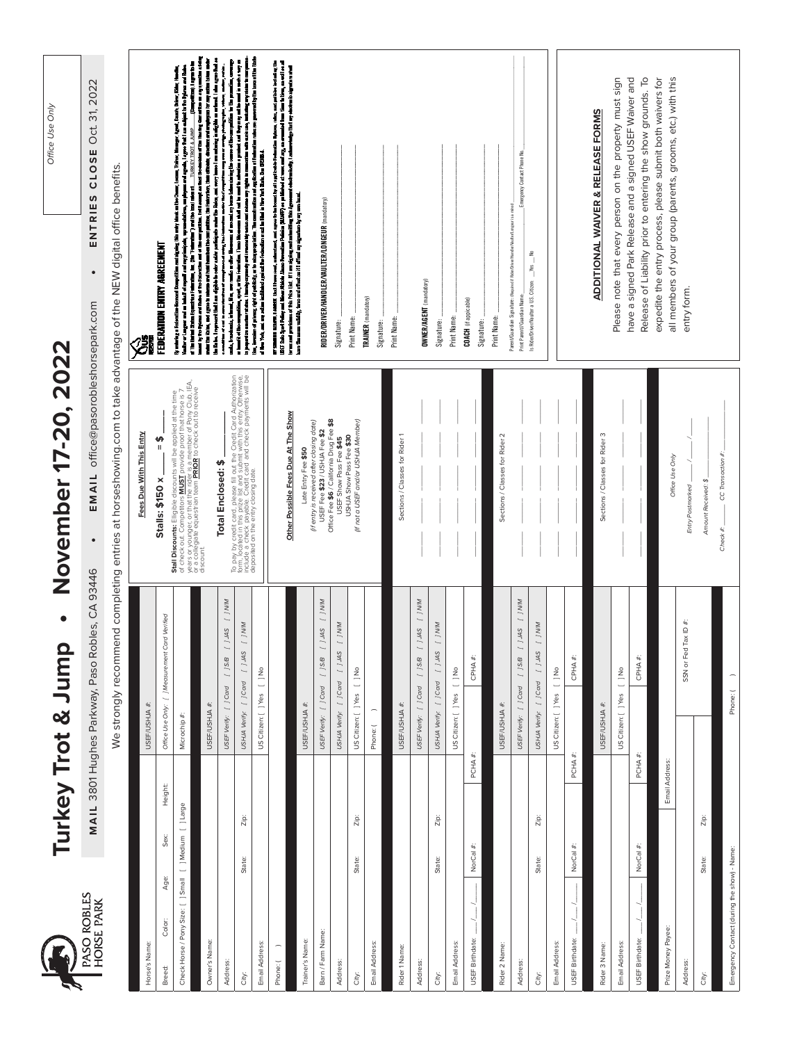Office Use Only

PASO ROBLES HORSE PARK

# Turkey Trot & Jump • November 17-20, 2022

**MAIL** 3801 Hughes Parkway, Paso Robles, CA 93446 • **EMAIL** office@pasoroblesshorsepark.com • **ENTRIES CLOSE** Oct. 31, 2022

We strongly recommend completing entries at horseshowing.com to take advantage of the NEW digital office benefits.

| | |
|---|---|
| Horse's Name: | USEF/USHJA #: |
| Breed: Color: Age: Sex: Height: | *Office Use Only: [ ] Measurement Card Verified* |
| Check Horse / Pony Size: [ ] Small [ ] Medium [ ] Large | Microchip #: |

| | |
|---|---|
| Owner's Name: | USEF/USHJA #: |
| Address: | *USEF Verify: [ ] Card [ ] S/B [ ] JAS [ ] N/M* |
| City: State: Zip: | *USHJA Verify: [ ] Card [ ] JAS [ ] N/M* |
| Email Address: | US Citizen: [ ] Yes [ ] No |
| Phone: ( ) | |

| | |
|---|---|
| Trainer's Name: | USEF/USHJA #: |
| Barn / Farm Name: | *USEF Verify: [ ] Card [ ] S/B [ ] JAS [ ] N/M* |
| Address: | *USHJA Verify: [ ] Card [ ] JAS [ ] N/M* |
| City: State: Zip: | US Citizen: [ ] Yes [ ] No |
| Email Address: | Phone: ( ) |

| | |
|---|---|
| Rider 1 Name: | USEF/USHJA #: |
| Address: | *USEF Verify: [ ] Card [ ] S/B [ ] JAS [ ] N/M* |
| City: State: Zip: | *USHJA Verify: [ ] Card [ ] JAS [ ] N/M* |
| Email Address: | US Citizen: [ ] Yes [ ] No |
| USEF Birthdate: ___/___/___ NorCal #: PCHA #: | CPHA #: |

| | |
|---|---|
| Rider 2 Name: | USEF/USHJA #: |
| Address: | *USEF Verify: [ ] Card [ ] S/B [ ] JAS [ ] N/M* |
| City: State: Zip: | *USHJA Verify: [ ] Card [ ] JAS [ ] N/M* |
| Email Address: | US Citizen: [ ] Yes [ ] No |
| USEF Birthdate: ___/___/___ NorCal #: PCHA #: | CPHA #: |

| | |
|---|---|
| Rider 3 Name: | USEF/USHJA #: |
| Email Address: | US Citizen: [ ] Yes [ ] No |
| USEF Birthdate: ___/___/___ NorCal #: PCHA #: | CPHA #: |

| | |
|---|---|
| Prize Money Payee: | Email Address: |
| Address: | SSN or Fed Tax ID #: |
| City: State: Zip: | |
| Emergency Contact (during the show) - Name: | Phone: ( ) |

**Fees Due With This Entry**

**Stalls: $150 x _____ = $ _____**

**Stall Discounts:** Eligible discounts will be applied at the time of check out. Competitors **MUST** provide proof that horse is 7 years or younger, or that the rider is a member of Pony Club, IEA, or a collegiate equestrian team **PRIOR** to check out to receive discount.

**Total Enclosed: $ _____**

To pay by credit card, please fill out the Credit Card Authorization form, located in this prize list and submit with this entry. Otherwise, include a check payable. Credit card and check payments will be deposited on the entry closing date.

**Other Possible Fees Due At The Show**

Late Entry Fee **$50**
*(if entry is received after closing date)*
USEF Fee **$23** / USHJA Fee **$2**
Office Fee **$6** / California Drug Fee **$8**
USEF Show Pass Fee **$45**
USHJA Show Pass Fee **$30**
*(if not a USEF and/or USHJA Member)*

Sections / Classes for Rider 1

Sections / Classes for Rider 2

Sections / Classes for Rider 3

*Office Use Only*

*Entry Postmarked* ___/___/___

*Amount Received: $*

*Check #:* _____ *CC Transaction #:*

## FEDERATION ENTRY AGREEMENT

By entering a Federation-licensed Competition and signing this entry blank as the Owner, Lessee, Trainer, Manager, Agent, Coach, Driver, Rider, Handler, Vaulter or Longeur and on behalf of myself and my principals, representatives, employees and agents, I agree that I am subject to the Bylaws and Rules of The United States Equestrian Federation, Inc. (the "Federation") and the local rules of TURKEY TROT & JUMP (Competition). I agree to be bound by the Bylaws and Rules of the Federation and of the competition. I will accept as final the decision of the Hearing Committee on any question arising under the Rules, and agree to release and hold harmless the competition, the Federation, their officials, directors and employees for any action taken under the Rules. I represent that I am eligible to enter and/or participate under the Rules, and every horse I am entering is eligible as entered. I also agree that as a condition of and in consideration of acceptance of entry, the Federation and/or the Competition may use or assign photographs, videos, audios, cablecasts, broadcasts, internet, film, new media or other likenesses of me and my horse taken during the course of the competition for the promotion, coverage or benefit of the competition, sport, or the Federation. Those likenesses shall not be used to advertise a product and they may not be used in such a way as to jeopardize amateur status. I hereby expressly and irrevocably waive and release any rights in connection with such use, including any claim to compensation, invasion of privacy, right of publicity, or to misappropriation. The construction and application of Federation rules are governed by the laws of the State of New York, and any action instituted against the Federation must be filed in New York State. See GR908.4.

BY SIGNING BELOW, I AGREE that I have read, understand, and agree to be bound by all applicable Federation Bylaws, rules, and policies including the USEF Safe Sport Policy and Minor Athlete Abuse Prevention Policies (MAAPP) as published at www.usef.org, as amended from time to time, as well as all terms and provisions of this Prize List. If I am signing and submitting this Agreement electronically, I acknowledge that my electronic signature shall have the same validity, force and effect as if I affixed my signature by my own hand.

**RIDER/DRIVER/HANDLER/VAULTER/LONGEUR** (mandatory)

Signature: _____

Print Name: _____

**TRAINER** (mandatory)

Signature: _____

Print Name: _____

**OWNER/AGENT** (mandatory)

Signature: _____

Print Name: _____

**COACH** (if applicable)

Signature: _____

Print Name: _____

Parent/Guardian Signature: (Required if Rider/Driver/Handler/Vaulter/Longeur is a minor) _____

Print Parent/Guardian Name: _____ Emergency Contact Phone No. _____

Is Rider/Driver/Vaulter a U.S. Citizen ___Yes ___No

## ADDITIONAL WAIVER & RELEASE FORMS

Please note that every person on the property must sign have a signed Park Release and a signed USEF Waiver and Release of Liability prior to entering the show grounds. To expedite the entry process, please submit both waivers for all members of your group (parents, grooms, etc.) with this entry form.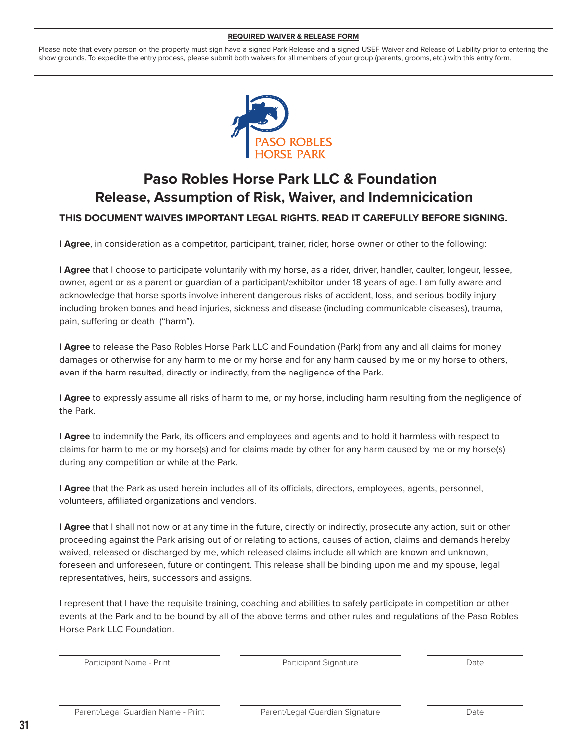**REQUIRED WAIVER & RELEASE FORM**

Please note that every person on the property must sign have a signed Park Release and a signed USEF Waiver and Release of Liability prior to entering the show grounds. To expedite the entry process, please submit both waivers for all members of your group (parents, grooms, etc.) with this entry form.

PASO ROBLES HORSE PARK

# Paso Robles Horse Park LLC & Foundation
# Release, Assumption of Risk, Waiver, and Indemnicication

**THIS DOCUMENT WAIVES IMPORTANT LEGAL RIGHTS. READ IT CAREFULLY BEFORE SIGNING.**

**I Agree**, in consideration as a competitor, participant, trainer, rider, horse owner or other to the following:

**I Agree** that I choose to participate voluntarily with my horse, as a rider, driver, handler, caulter, longeur, lessee, owner, agent or as a parent or guardian of a participant/exhibitor under 18 years of age. I am fully aware and acknowledge that horse sports involve inherent dangerous risks of accident, loss, and serious bodily injury including broken bones and head injuries, sickness and disease (including communicable diseases), trauma, pain, suffering or death ("harm").

**I Agree** to release the Paso Robles Horse Park LLC and Foundation (Park) from any and all claims for money damages or otherwise for any harm to me or my horse and for any harm caused by me or my horse to others, even if the harm resulted, directly or indirectly, from the negligence of the Park.

**I Agree** to expressly assume all risks of harm to me, or my horse, including harm resulting from the negligence of the Park.

**I Agree** to indemnify the Park, its officers and employees and agents and to hold it harmless with respect to claims for harm to me or my horse(s) and for claims made by other for any harm caused by me or my horse(s) during any competition or while at the Park.

**I Agree** that the Park as used herein includes all of its officials, directors, employees, agents, personnel, volunteers, affiliated organizations and vendors.

**I Agree** that I shall not now or at any time in the future, directly or indirectly, prosecute any action, suit or other proceeding against the Park arising out of or relating to actions, causes of action, claims and demands hereby waived, released or discharged by me, which released claims include all which are known and unknown, foreseen and unforeseen, future or contingent. This release shall be binding upon me and my spouse, legal representatives, heirs, successors and assigns.

I represent that I have the requisite training, coaching and abilities to safely participate in competition or other events at the Park and to be bound by all of the above terms and other rules and regulations of the Paso Robles Horse Park LLC Foundation.

| | | |
|---|---|---|
| Participant Name - Print | Participant Signature | Date |
| Parent/Legal Guardian Name - Print | Parent/Legal Guardian Signature | Date |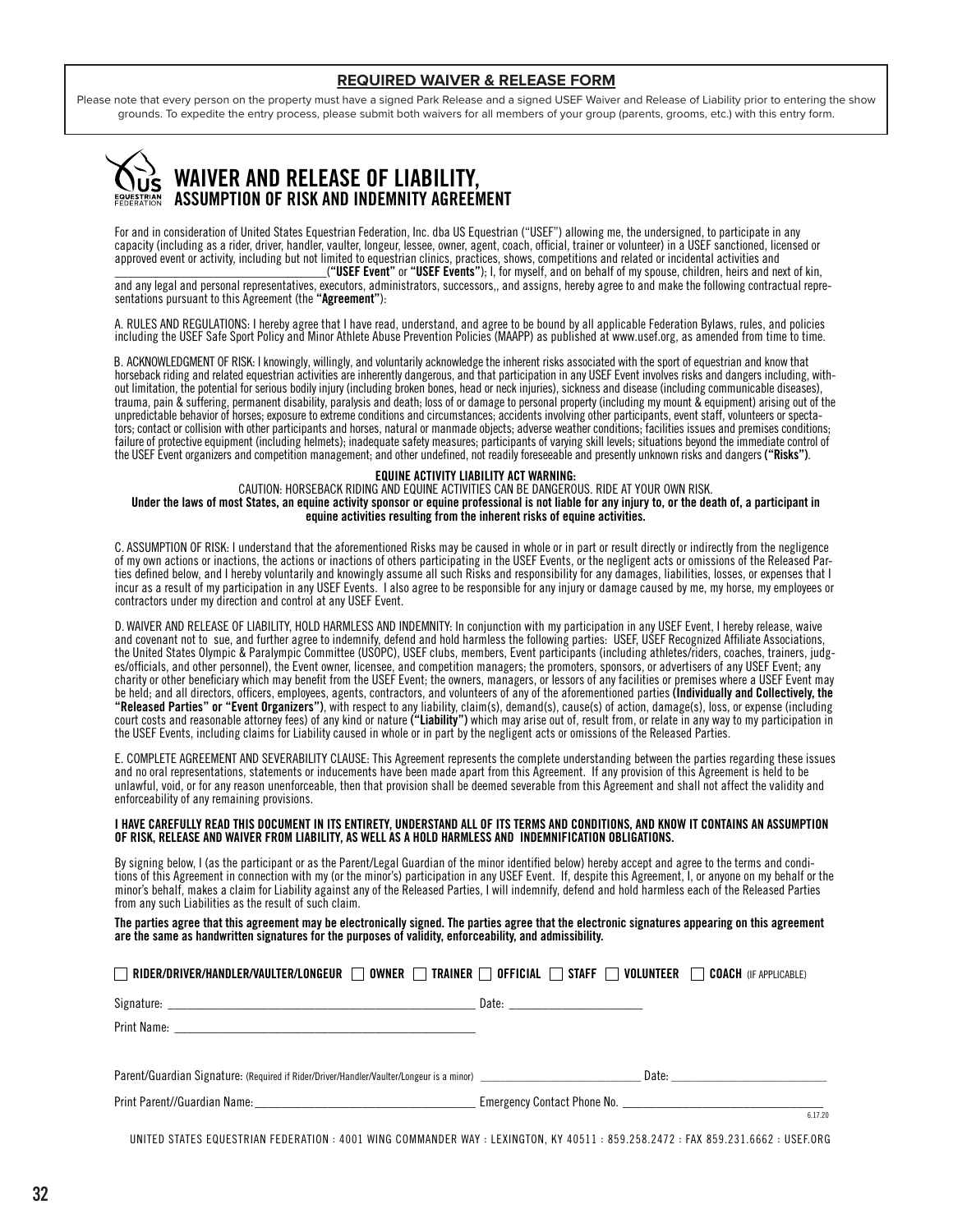## REQUIRED WAIVER & RELEASE FORM

Please note that every person on the property must have a signed Park Release and a signed USEF Waiver and Release of Liability prior to entering the show grounds. To expedite the entry process, please submit both waivers for all members of your group (parents, grooms, etc.) with this entry form.

US EQUESTRIAN FEDERATION

# WAIVER AND RELEASE OF LIABILITY, ASSUMPTION OF RISK AND INDEMNITY AGREEMENT

For and in consideration of United States Equestrian Federation, Inc. dba US Equestrian ("USEF") allowing me, the undersigned, to participate in any capacity (including as a rider, driver, handler, vaulter, longeur, lessee, owner, agent, coach, official, trainer or volunteer) in a USEF sanctioned, licensed or approved event or activity, including but not limited to equestrian clinics, practices, shows, competitions and related or incidental activities and ___________________________________(**"USEF Event"** or **"USEF Events"**); I, for myself, and on behalf of my spouse, children, heirs and next of kin, and any legal and personal representatives, executors, administrators, successors,, and assigns, hereby agree to and make the following contractual representations pursuant to this Agreement (the **"Agreement"**):

A. RULES AND REGULATIONS: I hereby agree that I have read, understand, and agree to be bound by all applicable Federation Bylaws, rules, and policies including the USEF Safe Sport Policy and Minor Athlete Abuse Prevention Policies (MAAPP) as published at www.usef.org, as amended from time to time.

B. ACKNOWLEDGMENT OF RISK: I knowingly, willingly, and voluntarily acknowledge the inherent risks associated with the sport of equestrian and know that horseback riding and related equestrian activities are inherently dangerous, and that participation in any USEF Event involves risks and dangers including, without limitation, the potential for serious bodily injury (including broken bones, head or neck injuries), sickness and disease (including communicable diseases), trauma, pain & suffering, permanent disability, paralysis and death; loss of or damage to personal property (including my mount & equipment) arising out of the unpredictable behavior of horses; exposure to extreme conditions and circumstances; accidents involving other participants, event staff, volunteers or spectators; contact or collision with other participants and horses, natural or manmade objects; adverse weather conditions; facilities issues and premises conditions; failure of protective equipment (including helmets); inadequate safety measures; participants of varying skill levels; situations beyond the immediate control of the USEF Event organizers and competition management; and other undefined, not readily foreseeable and presently unknown risks and dangers **("Risks")**.

**EQUINE ACTIVITY LIABILITY ACT WARNING:**

CAUTION: HORSEBACK RIDING AND EQUINE ACTIVITIES CAN BE DANGEROUS. RIDE AT YOUR OWN RISK.

**Under the laws of most States, an equine activity sponsor or equine professional is not liable for any injury to, or the death of, a participant in equine activities resulting from the inherent risks of equine activities.**

C. ASSUMPTION OF RISK: I understand that the aforementioned Risks may be caused in whole or in part or result directly or indirectly from the negligence of my own actions or inactions, the actions or inactions of others participating in the USEF Events, or the negligent acts or omissions of the Released Parties defined below, and I hereby voluntarily and knowingly assume all such Risks and responsibility for any damages, liabilities, losses, or expenses that I incur as a result of my participation in any USEF Events. I also agree to be responsible for any injury or damage caused by me, my horse, my employees or contractors under my direction and control at any USEF Event.

D. WAIVER AND RELEASE OF LIABILITY, HOLD HARMLESS AND INDEMNITY: In conjunction with my participation in any USEF Event, I hereby release, waive and covenant not to sue, and further agree to indemnify, defend and hold harmless the following parties: USEF, USEF Recognized Affiliate Associations, the United States Olympic & Paralympic Committee (USOPC), USEF clubs, members, Event participants (including athletes/riders, coaches, trainers, judges/officials, and other personnel), the Event owner, licensee, and competition managers; the promoters, sponsors, or advertisers of any USEF Event; any charity or other beneficiary which may benefit from the USEF Event; the owners, managers, or lessors of any facilities or premises where a USEF Event may be held; and all directors, officers, employees, agents, contractors, and volunteers of any of the aforementioned parties **(Individually and Collectively, the "Released Parties" or "Event Organizers")**, with respect to any liability, claim(s), demand(s), cause(s) of action, damage(s), loss, or expense (including court costs and reasonable attorney fees) of any kind or nature **("Liability")** which may arise out of, result from, or relate in any way to my participation in the USEF Events, including claims for Liability caused in whole or in part by the negligent acts or omissions of the Released Parties.

E. COMPLETE AGREEMENT AND SEVERABILITY CLAUSE: This Agreement represents the complete understanding between the parties regarding these issues and no oral representations, statements or inducements have been made apart from this Agreement. If any provision of this Agreement is held to be unlawful, void, or for any reason unenforceable, then that provision shall be deemed severable from this Agreement and shall not affect the validity and enforceability of any remaining provisions.

**I HAVE CAREFULLY READ THIS DOCUMENT IN ITS ENTIRETY, UNDERSTAND ALL OF ITS TERMS AND CONDITIONS, AND KNOW IT CONTAINS AN ASSUMPTION OF RISK, RELEASE AND WAIVER FROM LIABILITY, AS WELL AS A HOLD HARMLESS AND INDEMNIFICATION OBLIGATIONS.**

By signing below, I (as the participant or as the Parent/Legal Guardian of the minor identified below) hereby accept and agree to the terms and conditions of this Agreement in connection with my (or the minor's) participation in any USEF Event. If, despite this Agreement, I, or anyone on my behalf or the minor's behalf, makes a claim for Liability against any of the Released Parties, I will indemnify, defend and hold harmless each of the Released Parties from any such Liabilities as the result of such claim.

**The parties agree that this agreement may be electronically signed. The parties agree that the electronic signatures appearing on this agreement are the same as handwritten signatures for the purposes of validity, enforceability, and admissibility.**

☐ **RIDER/DRIVER/HANDLER/VAULTER/LONGEUR** ☐ **OWNER** ☐ **TRAINER** ☐ **OFFICIAL** ☐ **STAFF** ☐ **VOLUNTEER** ☐ **COACH** (IF APPLICABLE)

Signature: ___________________________________ Date: ____________________

Print Name: ___________________________________

Parent/Guardian Signature: (Required if Rider/Driver/Handler/Vaulter/Longeur is a minor) ____________________ Date: ____________________

Print Parent//Guardian Name: ____________________ Emergency Contact Phone No. ____________________

6.17.20

UNITED STATES EQUESTRIAN FEDERATION : 4001 WING COMMANDER WAY : LEXINGTON, KY 40511 : 859.258.2472 : FAX 859.231.6662 : USEF.ORG